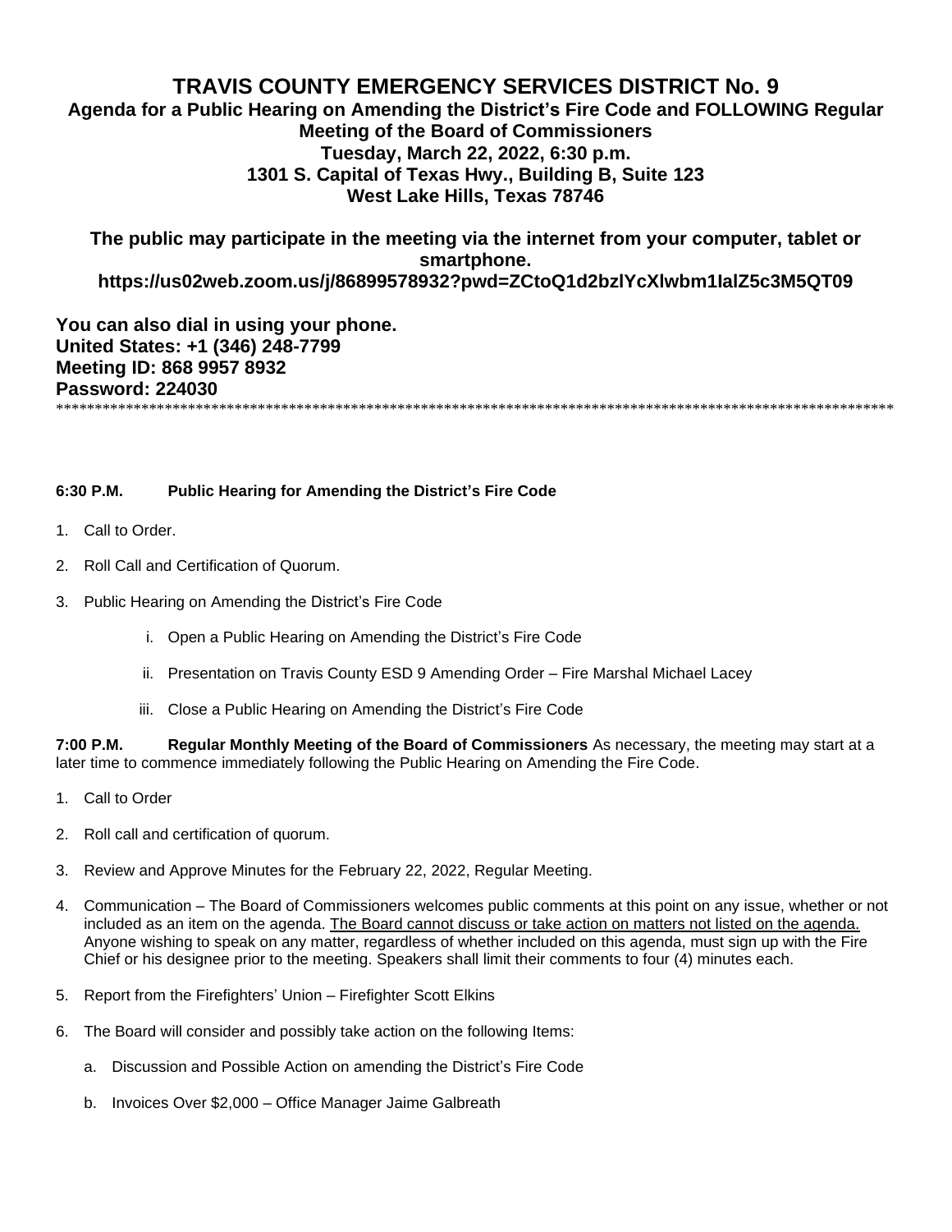# TRAVIS COUNTY EMERGENCY SERVICES DISTRICT No. 9

## Agenda for a Public Hearing on Amending the District's Fire Code and FOLLOWING Regular Meeting of the Board of Commissioners

## Tuesday, March 22, 2022, 6:30 p.m.

## 1301 S. Capital of Texas Hwy., Building B, Suite 123

## West Lake Hills, Texas 78746

**The public may participate in the meeting via the internet from your computer, tablet or smartphone.**

**https://us02web.zoom.us/j/86899578932?pwd=ZCtoQ1d2bzlYcXlwbm1IalZ5c3M5QT09**

**You can also dial in using your phone.**
**United States: +1 (346) 248-7799**
**Meeting ID: 868 9957 8932**
**Password: 224030**

*************************************************************************************************************

**6:30 P.M. Public Hearing for Amending the District's Fire Code**

1. Call to Order.
2. Roll Call and Certification of Quorum.
3. Public Hearing on Amending the District's Fire Code
   i. Open a Public Hearing on Amending the District's Fire Code
   ii. Presentation on Travis County ESD 9 Amending Order – Fire Marshal Michael Lacey
   iii. Close a Public Hearing on Amending the District's Fire Code

**7:00 P.M. Regular Monthly Meeting of the Board of Commissioners** As necessary, the meeting may start at a later time to commence immediately following the Public Hearing on Amending the Fire Code.

1. Call to Order
2. Roll call and certification of quorum.
3. Review and Approve Minutes for the February 22, 2022, Regular Meeting.
4. Communication – The Board of Commissioners welcomes public comments at this point on any issue, whether or not included as an item on the agenda. <u>The Board cannot discuss or take action on matters not listed on the agenda.</u> Anyone wishing to speak on any matter, regardless of whether included on this agenda, must sign up with the Fire Chief or his designee prior to the meeting. Speakers shall limit their comments to four (4) minutes each.
5. Report from the Firefighters' Union – Firefighter Scott Elkins
6. The Board will consider and possibly take action on the following Items:
   a. Discussion and Possible Action on amending the District's Fire Code
   b. Invoices Over $2,000 – Office Manager Jaime Galbreath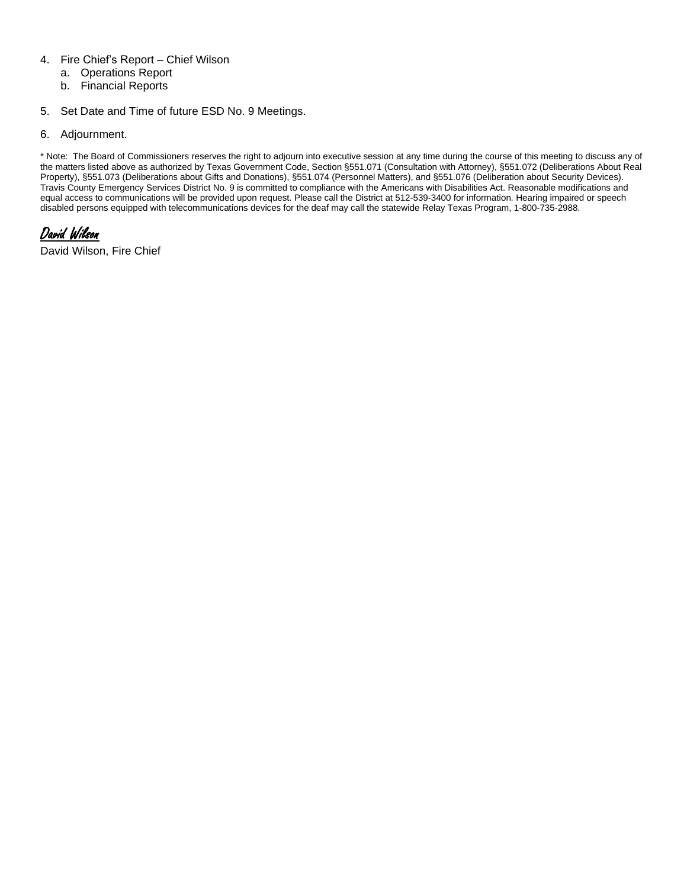4. Fire Chief's Report – Chief Wilson
   a. Operations Report
   b. Financial Reports

5. Set Date and Time of future ESD No. 9 Meetings.

6. Adjournment.

* Note: The Board of Commissioners reserves the right to adjourn into executive session at any time during the course of this meeting to discuss any of the matters listed above as authorized by Texas Government Code, Section §551.071 (Consultation with Attorney), §551.072 (Deliberations About Real Property), §551.073 (Deliberations about Gifts and Donations), §551.074 (Personnel Matters), and §551.076 (Deliberation about Security Devices). Travis County Emergency Services District No. 9 is committed to compliance with the Americans with Disabilities Act. Reasonable modifications and equal access to communications will be provided upon request. Please call the District at 512-539-3400 for information. Hearing impaired or speech disabled persons equipped with telecommunications devices for the deaf may call the statewide Relay Texas Program, 1-800-735-2988.

*David Wilson*

David Wilson, Fire Chief